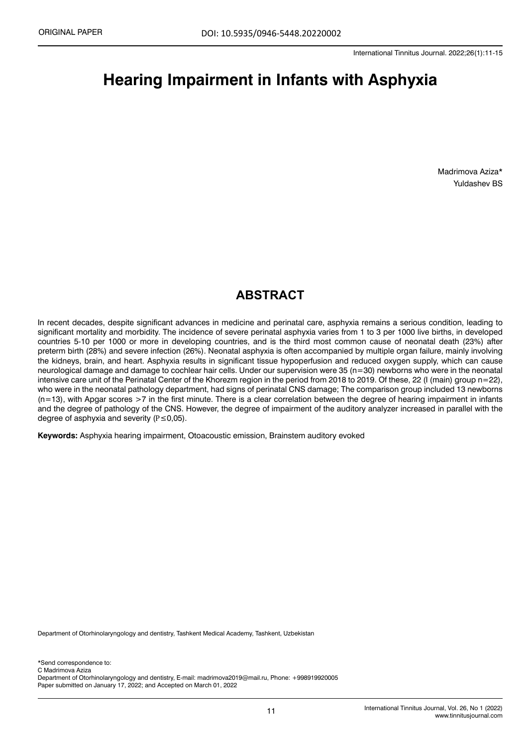ORIGINAL PAPER

DOI: 10.5935/0946-5448.20220002

# Hearing Impairment in Infants with Asphyxia

Madrimova Aziza*
Yuldashev BS

## ABSTRACT

In recent decades, despite significant advances in medicine and perinatal care, asphyxia remains a serious condition, leading to significant mortality and morbidity. The incidence of severe perinatal asphyxia varies from 1 to 3 per 1000 live births, in developed countries 5-10 per 1000 or more in developing countries, and is the third most common cause of neonatal death (23%) after preterm birth (28%) and severe infection (26%). Neonatal asphyxia is often accompanied by multiple organ failure, mainly involving the kidneys, brain, and heart. Asphyxia results in significant tissue hypoperfusion and reduced oxygen supply, which can cause neurological damage and damage to cochlear hair cells. Under our supervision were 35 (n=30) newborns who were in the neonatal intensive care unit of the Perinatal Center of the Khorezm region in the period from 2018 to 2019. Of these, 22 (I (main) group n=22), who were in the neonatal pathology department, had signs of perinatal CNS damage; The comparison group included 13 newborns (n=13), with Apgar scores >7 in the first minute. There is a clear correlation between the degree of hearing impairment in infants and the degree of pathology of the CNS. However, the degree of impairment of the auditory analyzer increased in parallel with the degree of asphyxia and severity ($P \leq 0{,}05$).

**Keywords:** Asphyxia hearing impairment, Otoacoustic emission, Brainstem auditory evoked

Department of Otorhinolaryngology and dentistry, Tashkent Medical Academy, Tashkent, Uzbekistan

*Send correspondence to:
C Madrimova Aziza
Department of Otorhinolaryngology and dentistry, E-mail: madrimova2019@mail.ru, Phone: +998919920005
Paper submitted on January 17, 2022; and Accepted on March 01, 2022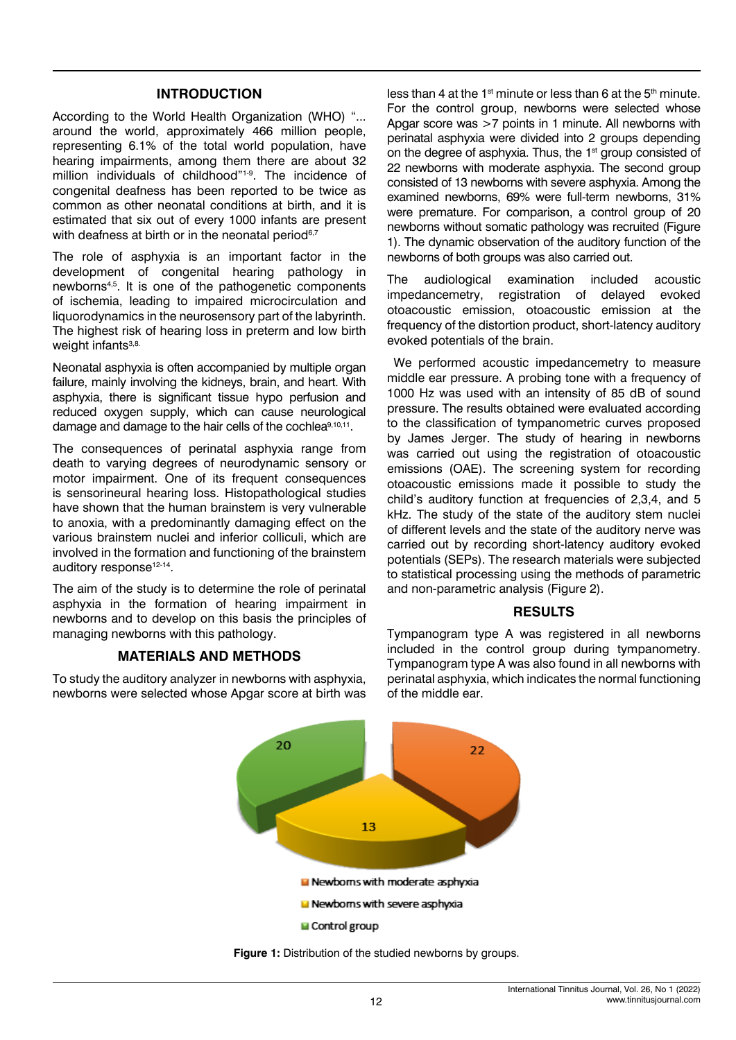## INTRODUCTION

According to the World Health Organization (WHO) "... around the world, approximately 466 million people, representing 6.1% of the total world population, have hearing impairments, among them there are about 32 million individuals of childhood"[1-9]. The incidence of congenital deafness has been reported to be twice as common as other neonatal conditions at birth, and it is estimated that six out of every 1000 infants are present with deafness at birth or in the neonatal period[6,7]

The role of asphyxia is an important factor in the development of congenital hearing pathology in newborns[4,5]. It is one of the pathogenetic components of ischemia, leading to impaired microcirculation and liquorodynamics in the neurosensory part of the labyrinth. The highest risk of hearing loss in preterm and low birth weight infants[3,8].

Neonatal asphyxia is often accompanied by multiple organ failure, mainly involving the kidneys, brain, and heart. With asphyxia, there is significant tissue hypo perfusion and reduced oxygen supply, which can cause neurological damage and damage to the hair cells of the cochlea[9,10,11].

The consequences of perinatal asphyxia range from death to varying degrees of neurodynamic sensory or motor impairment. One of its frequent consequences is sensorineural hearing loss. Histopathological studies have shown that the human brainstem is very vulnerable to anoxia, with a predominantly damaging effect on the various brainstem nuclei and inferior colliculi, which are involved in the formation and functioning of the brainstem auditory response[12-14].

The aim of the study is to determine the role of perinatal asphyxia in the formation of hearing impairment in newborns and to develop on this basis the principles of managing newborns with this pathology.

## MATERIALS AND METHODS

To study the auditory analyzer in newborns with asphyxia, newborns were selected whose Apgar score at birth was less than 4 at the 1st minute or less than 6 at the 5th minute. For the control group, newborns were selected whose Apgar score was >7 points in 1 minute. All newborns with perinatal asphyxia were divided into 2 groups depending on the degree of asphyxia. Thus, the 1st group consisted of 22 newborns with moderate asphyxia. The second group consisted of 13 newborns with severe asphyxia. Among the examined newborns, 69% were full-term newborns, 31% were premature. For comparison, a control group of 20 newborns without somatic pathology was recruited (Figure 1). The dynamic observation of the auditory function of the newborns of both groups was also carried out.

The audiological examination included acoustic impedancemetry, registration of delayed evoked otoacoustic emission, otoacoustic emission at the frequency of the distortion product, short-latency auditory evoked potentials of the brain.

We performed acoustic impedancemetry to measure middle ear pressure. A probing tone with a frequency of 1000 Hz was used with an intensity of 85 dB of sound pressure. The results obtained were evaluated according to the classification of tympanometric curves proposed by James Jerger. The study of hearing in newborns was carried out using the registration of otoacoustic emissions (OAE). The screening system for recording otoacoustic emissions made it possible to study the child's auditory function at frequencies of 2,3,4, and 5 kHz. The study of the state of the auditory stem nuclei of different levels and the state of the auditory nerve was carried out by recording short-latency auditory evoked potentials (SEPs). The research materials were subjected to statistical processing using the methods of parametric and non-parametric analysis (Figure 2).

## RESULTS

Tympanogram type A was registered in all newborns included in the control group during tympanometry. Tympanogram type A was also found in all newborns with perinatal asphyxia, which indicates the normal functioning of the middle ear.

| Group | Number |
|---|---|
| Newborns with moderate asphyxia | 22 |
| Newborns with severe asphyxia | 13 |
| Control group | 20 |

**Figure 1:** Distribution of the studied newborns by groups.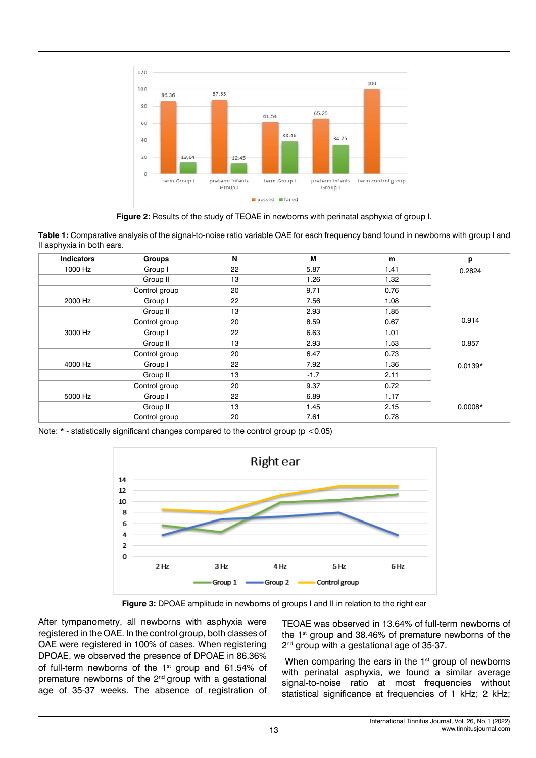**Figure 2:** Results of the study of TEOAE in newborns with perinatal asphyxia of group I.

**Table 1:** Comparative analysis of the signal-to-noise ratio variable OAE for each frequency band found in newborns with group I and II asphyxia in both ears.

| Indicators | Groups | N | M | m | p |
|---|---|---|---|---|---|
| 1000 Hz | Group I | 22 | 5.87 | 1.41 | 0.2824 |
| | Group II | 13 | 1.26 | 1.32 | |
| | Control group | 20 | 9.71 | 0.76 | |
| 2000 Hz | Group I | 22 | 7.56 | 1.08 | |
| | Group II | 13 | 2.93 | 1.85 | |
| | Control group | 20 | 8.59 | 0.67 | 0.914 |
| 3000 Hz | Group I | 22 | 6.63 | 1.01 | |
| | Group II | 13 | 2.93 | 1.53 | 0.857 |
| | Control group | 20 | 6.47 | 0.73 | |
| 4000 Hz | Group I | 22 | 7.92 | 1.36 | 0.0139* |
| | Group II | 13 | -1.7 | 2.11 | |
| | Control group | 20 | 9.37 | 0.72 | |
| 5000 Hz | Group I | 22 | 6.89 | 1.17 | |
| | Group II | 13 | 1.45 | 2.15 | 0.0008* |
| | Control group | 20 | 7.61 | 0.78 | |

Note: * - statistically significant changes compared to the control group ($p < 0.05$)

**Figure 3:** DPOAE amplitude in newborns of groups I and II in relation to the right ear

After tympanometry, all newborns with asphyxia were registered in the OAE. In the control group, both classes of OAE were registered in 100% of cases. When registering DPOAE, we observed the presence of DPOAE in 86.36% of full-term newborns of the 1st group and 61.54% of premature newborns of the 2nd group with a gestational age of 35-37 weeks. The absence of registration of TEOAE was observed in 13.64% of full-term newborns of the 1st group and 38.46% of premature newborns of the 2nd group with a gestational age of 35-37.

When comparing the ears in the 1st group of newborns with perinatal asphyxia, we found a similar average signal-to-noise ratio at most frequencies without statistical significance at frequencies of 1 kHz; 2 kHz;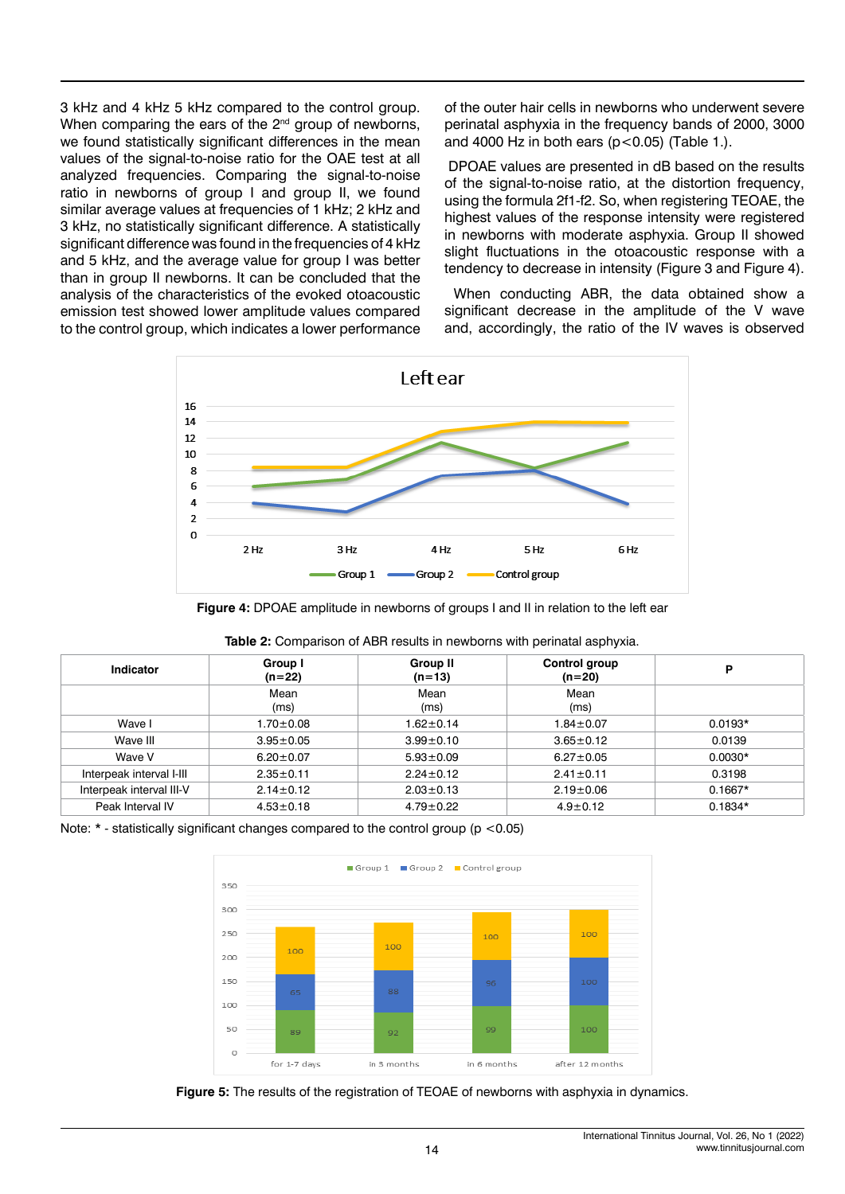3 kHz and 4 kHz 5 kHz compared to the control group. When comparing the ears of the 2nd group of newborns, we found statistically significant differences in the mean values of the signal-to-noise ratio for the OAE test at all analyzed frequencies. Comparing the signal-to-noise ratio in newborns of group I and group II, we found similar average values at frequencies of 1 kHz; 2 kHz and 3 kHz, no statistically significant difference. A statistically significant difference was found in the frequencies of 4 kHz and 5 kHz, and the average value for group I was better than in group II newborns. It can be concluded that the analysis of the characteristics of the evoked otoacoustic emission test showed lower amplitude values compared to the control group, which indicates a lower performance of the outer hair cells in newborns who underwent severe perinatal asphyxia in the frequency bands of 2000, 3000 and 4000 Hz in both ears ($p<0.05$) (Table 1.).

DPOAE values are presented in dB based on the results of the signal-to-noise ratio, at the distortion frequency, using the formula 2f1-f2. So, when registering TEOAE, the highest values of the response intensity were registered in newborns with moderate asphyxia. Group II showed slight fluctuations in the otoacoustic response with a tendency to decrease in intensity (Figure 3 and Figure 4).

When conducting ABR, the data obtained show a significant decrease in the amplitude of the V wave and, accordingly, the ratio of the IV waves is observed

**Figure 4:** DPOAE amplitude in newborns of groups I and II in relation to the left ear

**Table 2:** Comparison of ABR results in newborns with perinatal asphyxia.

| Indicator | Group I (n=22) | Group II (n=13) | Control group (n=20) | P |
|---|---|---|---|---|
| | Mean (ms) | Mean (ms) | Mean (ms) | |
| Wave I | 1.70±0.08 | 1.62±0.14 | 1.84±0.07 | 0.0193* |
| Wave III | 3.95±0.05 | 3.99±0.10 | 3.65±0.12 | 0.0139 |
| Wave V | 6.20±0.07 | 5.93±0.09 | 6.27±0.05 | 0.0030* |
| Interpeak interval I-III | 2.35±0.11 | 2.24±0.12 | 2.41±0.11 | 0.3198 |
| Interpeak interval III-V | 2.14±0.12 | 2.03±0.13 | 2.19±0.06 | 0.1667* |
| Peak Interval IV | 4.53±0.18 | 4.79±0.22 | 4.9±0.12 | 0.1834* |

Note: * - statistically significant changes compared to the control group ($p<0.05$)

**Figure 5:** The results of the registration of TEOAE of newborns with asphyxia in dynamics.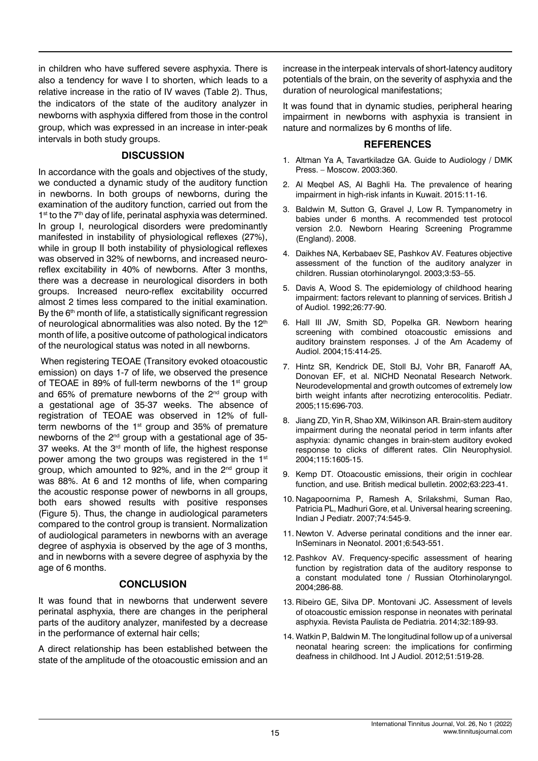in children who have suffered severe asphyxia. There is also a tendency for wave I to shorten, which leads to a relative increase in the ratio of IV waves (Table 2). Thus, the indicators of the state of the auditory analyzer in newborns with asphyxia differed from those in the control group, which was expressed in an increase in inter-peak intervals in both study groups.

## DISCUSSION

In accordance with the goals and objectives of the study, we conducted a dynamic study of the auditory function in newborns. In both groups of newborns, during the examination of the auditory function, carried out from the 1st to the 7th day of life, perinatal asphyxia was determined. In group I, neurological disorders were predominantly manifested in instability of physiological reflexes (27%), while in group II both instability of physiological reflexes was observed in 32% of newborns, and increased neuro-reflex excitability in 40% of newborns. After 3 months, there was a decrease in neurological disorders in both groups. Increased neuro-reflex excitability occurred almost 2 times less compared to the initial examination. By the 6th month of life, a statistically significant regression of neurological abnormalities was also noted. By the 12th month of life, a positive outcome of pathological indicators of the neurological status was noted in all newborns.

When registering TEOAE (Transitory evoked otoacoustic emission) on days 1-7 of life, we observed the presence of TEOAE in 89% of full-term newborns of the 1st group and 65% of premature newborns of the 2nd group with a gestational age of 35-37 weeks. The absence of registration of TEOAE was observed in 12% of full-term newborns of the 1st group and 35% of premature newborns of the 2nd group with a gestational age of 35-37 weeks. At the 3rd month of life, the highest response power among the two groups was registered in the 1st group, which amounted to 92%, and in the 2nd group it was 88%. At 6 and 12 months of life, when comparing the acoustic response power of newborns in all groups, both ears showed results with positive responses (Figure 5). Thus, the change in audiological parameters compared to the control group is transient. Normalization of audiological parameters in newborns with an average degree of asphyxia is observed by the age of 3 months, and in newborns with a severe degree of asphyxia by the age of 6 months.

## CONCLUSION

It was found that in newborns that underwent severe perinatal asphyxia, there are changes in the peripheral parts of the auditory analyzer, manifested by a decrease in the performance of external hair cells;

A direct relationship has been established between the state of the amplitude of the otoacoustic emission and an increase in the interpeak intervals of short-latency auditory potentials of the brain, on the severity of asphyxia and the duration of neurological manifestations;

It was found that in dynamic studies, peripheral hearing impairment in newborns with asphyxia is transient in nature and normalizes by 6 months of life.

## REFERENCES

1. Altman Ya A, Tavartkiladze GA. Guide to Audiology / DMK Press. – Moscow. 2003:360.
2. Al Meqbel AS, Al Baghli Ha. The prevalence of hearing impairment in high-risk infants in Kuwait. 2015:11-16.
3. Baldwin M, Sutton G, Gravel J, Low R. Tympanometry in babies under 6 months. A recommended test protocol version 2.0. Newborn Hearing Screening Programme (England). 2008.
4. Daikhes NA, Kerbabaev SE, Pashkov AV. Features objective assessment of the function of the auditory analyzer in children. Russian otorhinolaryngol. 2003;3:53–55.
5. Davis A, Wood S. The epidemiology of childhood hearing impairment: factors relevant to planning of services. British J of Audiol. 1992;26:77-90.
6. Hall III JW, Smith SD, Popelka GR. Newborn hearing screening with combined otoacoustic emissions and auditory brainstem responses. J of the Am Academy of Audiol. 2004;15:414-25.
7. Hintz SR, Kendrick DE, Stoll BJ, Vohr BR, Fanaroff AA, Donovan EF, et al. NICHD Neonatal Research Network. Neurodevelopmental and growth outcomes of extremely low birth weight infants after necrotizing enterocolitis. Pediatr. 2005;115:696-703.
8. Jiang ZD, Yin R, Shao XM, Wilkinson AR. Brain-stem auditory impairment during the neonatal period in term infants after asphyxia: dynamic changes in brain-stem auditory evoked response to clicks of different rates. Clin Neurophysiol. 2004;115:1605-15.
9. Kemp DT. Otoacoustic emissions, their origin in cochlear function, and use. British medical bulletin. 2002;63:223-41.
10. Nagapoornima P, Ramesh A, Srilakshmi, Suman Rao, Patricia PL, Madhuri Gore, et al. Universal hearing screening. Indian J Pediatr. 2007;74:545-9.
11. Newton V. Adverse perinatal conditions and the inner ear. InSeminars in Neonatol. 2001;6:543-551.
12. Pashkov AV. Frequency-specific assessment of hearing function by registration data of the auditory response to a constant modulated tone / Russian Otorhinolaryngol. 2004;286-88.
13. Ribeiro GE, Silva DP. Montovani JC. Assessment of levels of otoacoustic emission response in neonates with perinatal asphyxia. Revista Paulista de Pediatria. 2014;32:189-93.
14. Watkin P, Baldwin M. The longitudinal follow up of a universal neonatal hearing screen: the implications for confirming deafness in childhood. Int J Audiol. 2012;51:519-28.